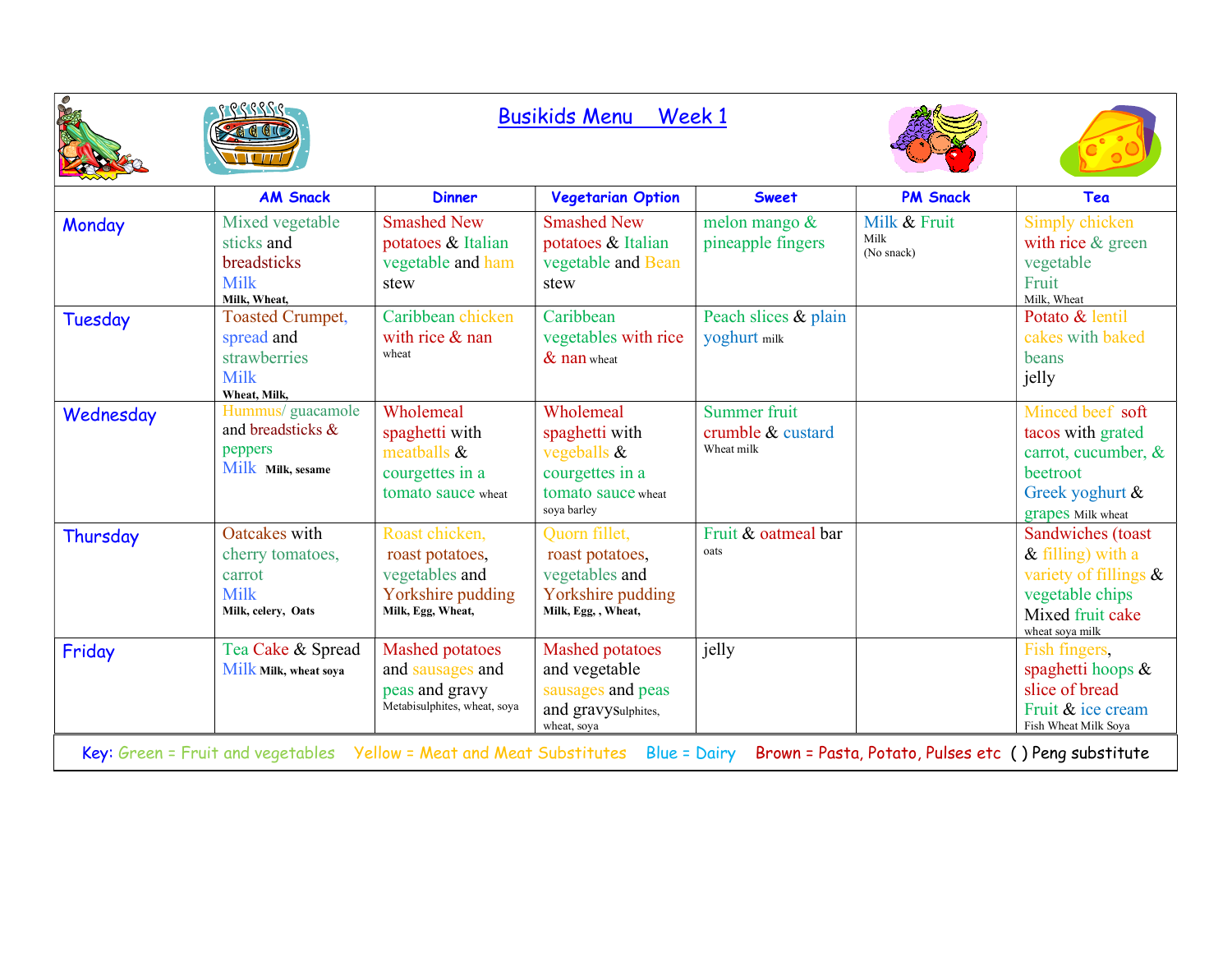# Busikids Menu Week 1

| | AM Snack | Dinner | Vegetarian Option | Sweet | PM Snack | Tea |
|---|---|---|---|---|---|---|
| Monday | Mixed vegetable sticks and breadsticks Milk **Milk, Wheat,** | Smashed New potatoes & Italian vegetable and ham stew | Smashed New potatoes & Italian vegetable and Bean stew | melon mango & pineapple fingers | Milk & Fruit Milk (No snack) | Simply chicken with rice & green vegetable Fruit Milk, Wheat |
| Tuesday | Toasted Crumpet, spread and strawberries Milk **Wheat, Milk,** | Caribbean chicken with rice & nan wheat | Caribbean vegetables with rice & nan wheat | Peach slices & plain yoghurt milk | | Potato & lentil cakes with baked beans jelly |
| Wednesday | Hummus/ guacamole and breadsticks & peppers Milk **Milk, sesame** | Wholemeal spaghetti with meatballs & courgettes in a tomato sauce wheat | Wholemeal spaghetti with vegeballs & courgettes in a tomato sauce wheat soya barley | Summer fruit crumble & custard Wheat milk | | Minced beef soft tacos with grated carrot, cucumber, & beetroot Greek yoghurt & grapes Milk wheat |
| Thursday | Oatcakes with cherry tomatoes, carrot Milk **Milk, celery, Oats** | Roast chicken, roast potatoes, vegetables and Yorkshire pudding **Milk, Egg, Wheat,** | Quorn fillet, roast potatoes, vegetables and Yorkshire pudding **Milk, Egg, , Wheat,** | Fruit & oatmeal bar oats | | Sandwiches (toast & filling) with a variety of fillings & vegetable chips Mixed fruit cake wheat soya milk |
| Friday | Tea Cake & Spread Milk **Milk, wheat soya** | Mashed potatoes and sausages and peas and gravy Metabisulphites, wheat, soya | Mashed potatoes and vegetable sausages and peas and gravy Sulphites, wheat, soya | jelly | | Fish fingers, spaghetti hoops & slice of bread Fruit & ice cream Fish Wheat Milk Soya |

Key: Green = Fruit and vegetables Yellow = Meat and Meat Substitutes Blue = Dairy Brown = Pasta, Potato, Pulses etc ( ) Peng substitute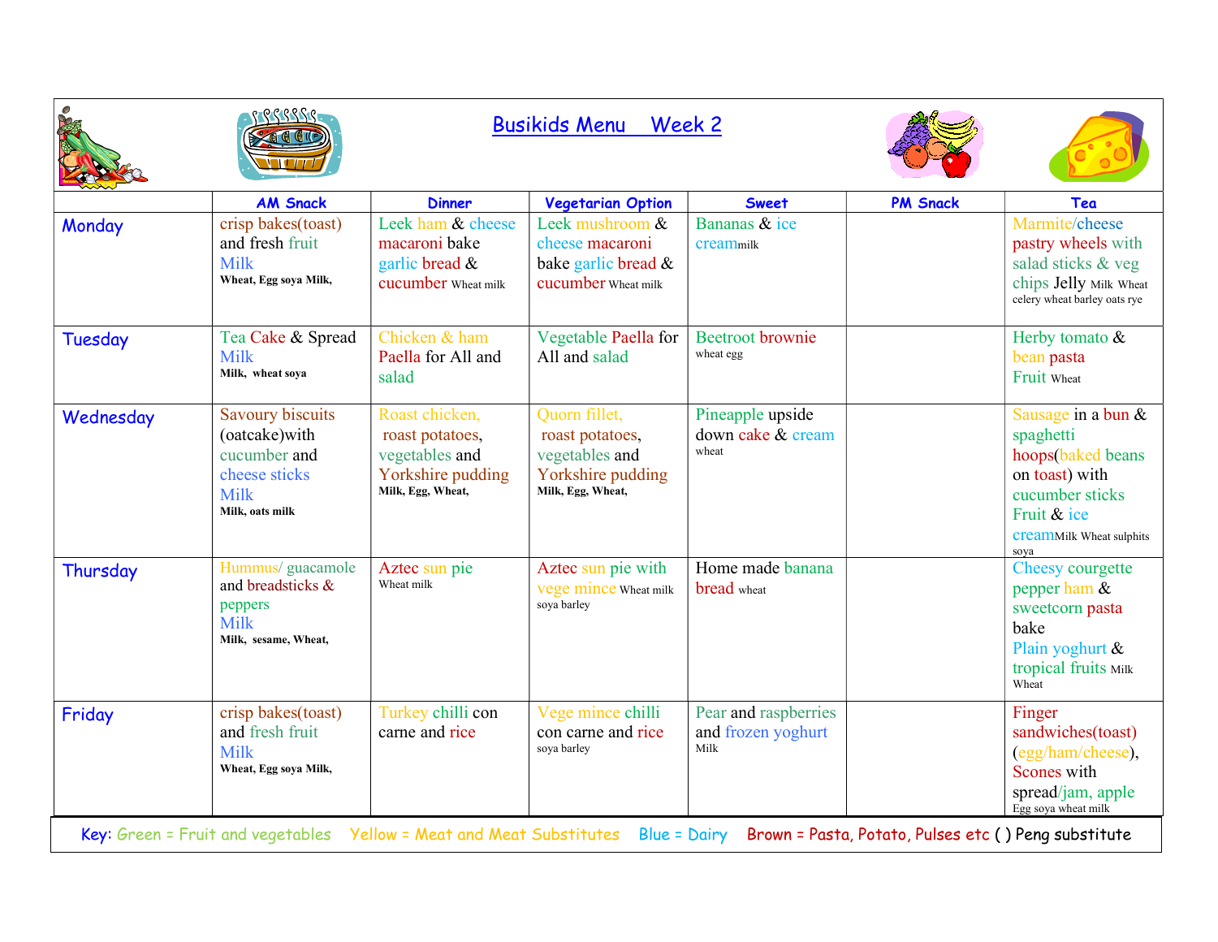# Busikids Menu Week 2

| | AM Snack | Dinner | Vegetarian Option | Sweet | PM Snack | Tea |
|---|---|---|---|---|---|---|
| Monday | crisp bakes(toast) and fresh fruit Milk **Wheat, Egg soya Milk,** | Leek ham & cheese macaroni bake garlic bread & cucumber Wheat milk | Leek mushroom & cheese macaroni bake garlic bread & cucumber Wheat milk | Bananas & ice creammilk | | Marmite/cheese pastry wheels with salad sticks & veg chips Jelly Milk Wheat celery wheat barley oats rye |
| Tuesday | Tea Cake & Spread Milk **Milk, wheat soya** | Chicken & ham Paella for All and salad | Vegetable Paella for All and salad | Beetroot brownie wheat egg | | Herby tomato & bean pasta Fruit Wheat |
| Wednesday | Savoury biscuits (oatcake)with cucumber and cheese sticks Milk **Milk, oats milk** | Roast chicken, roast potatoes, vegetables and Yorkshire pudding **Milk, Egg, Wheat,** | Quorn fillet, roast potatoes, vegetables and Yorkshire pudding **Milk, Egg, Wheat,** | Pineapple upside down cake & cream wheat | | Sausage in a bun & spaghetti hoops(baked beans on toast) with cucumber sticks Fruit & ice creamMilk Wheat sulphits soya |
| Thursday | Hummus/ guacamole and breadsticks & peppers Milk **Milk, sesame, Wheat,** | Aztec sun pie Wheat milk | Aztec sun pie with vege mince Wheat milk soya barley | Home made banana bread wheat | | Cheesy courgette pepper ham & sweetcorn pasta bake Plain yoghurt & tropical fruits Milk Wheat |
| Friday | crisp bakes(toast) and fresh fruit Milk **Wheat, Egg soya Milk,** | Turkey chilli con carne and rice | Vege mince chilli con carne and rice soya barley | Pear and raspberries and frozen yoghurt Milk | | Finger sandwiches(toast) (egg/ham/cheese), Scones with spread/jam, apple Egg soya wheat milk |

Key: Green = Fruit and vegetables Yellow = Meat and Meat Substitutes Blue = Dairy Brown = Pasta, Potato, Pulses etc ( ) Peng substitute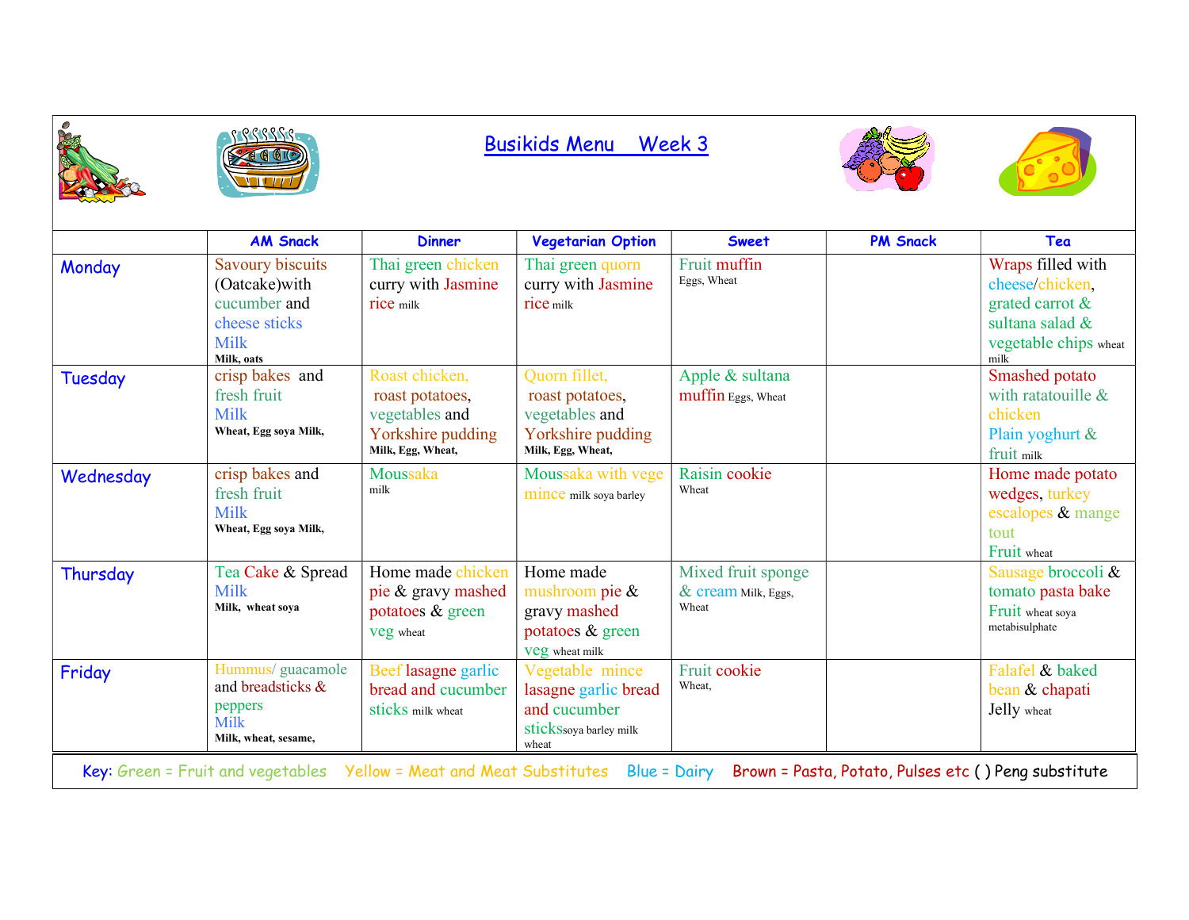# Busikids Menu    Week 3

| | AM Snack | Dinner | Vegetarian Option | Sweet | PM Snack | Tea |
|---|---|---|---|---|---|---|
| Monday | Savoury biscuits (Oatcake)with cucumber and cheese sticks Milk Milk, oats | Thai green chicken curry with Jasmine rice milk | Thai green quorn curry with Jasmine rice milk | Fruit muffin Eggs, Wheat | | Wraps filled with cheese/chicken, grated carrot & sultana salad & vegetable chips wheat milk |
| Tuesday | crisp bakes and fresh fruit Milk Wheat, Egg soya Milk, | Roast chicken, roast potatoes, vegetables and Yorkshire pudding Milk, Egg, Wheat, | Quorn fillet, roast potatoes, vegetables and Yorkshire pudding Milk, Egg, Wheat, | Apple & sultana muffin Eggs, Wheat | | Smashed potato with ratatouille & chicken Plain yoghurt & fruit milk |
| Wednesday | crisp bakes and fresh fruit Milk Wheat, Egg soya Milk, | Moussaka milk | Moussaka with vege mince milk soya barley | Raisin cookie Wheat | | Home made potato wedges, turkey escalopes & mange tout Fruit wheat |
| Thursday | Tea Cake & Spread Milk Milk, wheat soya | Home made chicken pie & gravy mashed potatoes & green veg wheat | Home made mushroom pie & gravy mashed potatoes & green veg wheat milk | Mixed fruit sponge & cream Milk, Eggs, Wheat | | Sausage broccoli & tomato pasta bake Fruit wheat soya metabisulphate |
| Friday | Hummus/ guacamole and breadsticks & peppers Milk Milk, wheat, sesame, | Beef lasagne garlic bread and cucumber sticks milk wheat | Vegetable mince lasagne garlic bread and cucumber sticks soya barley milk wheat | Fruit cookie Wheat, | | Falafel & baked bean & chapati Jelly wheat |

Key: Green = Fruit and vegetables   Yellow = Meat and Meat Substitutes   Blue = Dairy   Brown = Pasta, Potato, Pulses etc ( ) Peng substitute